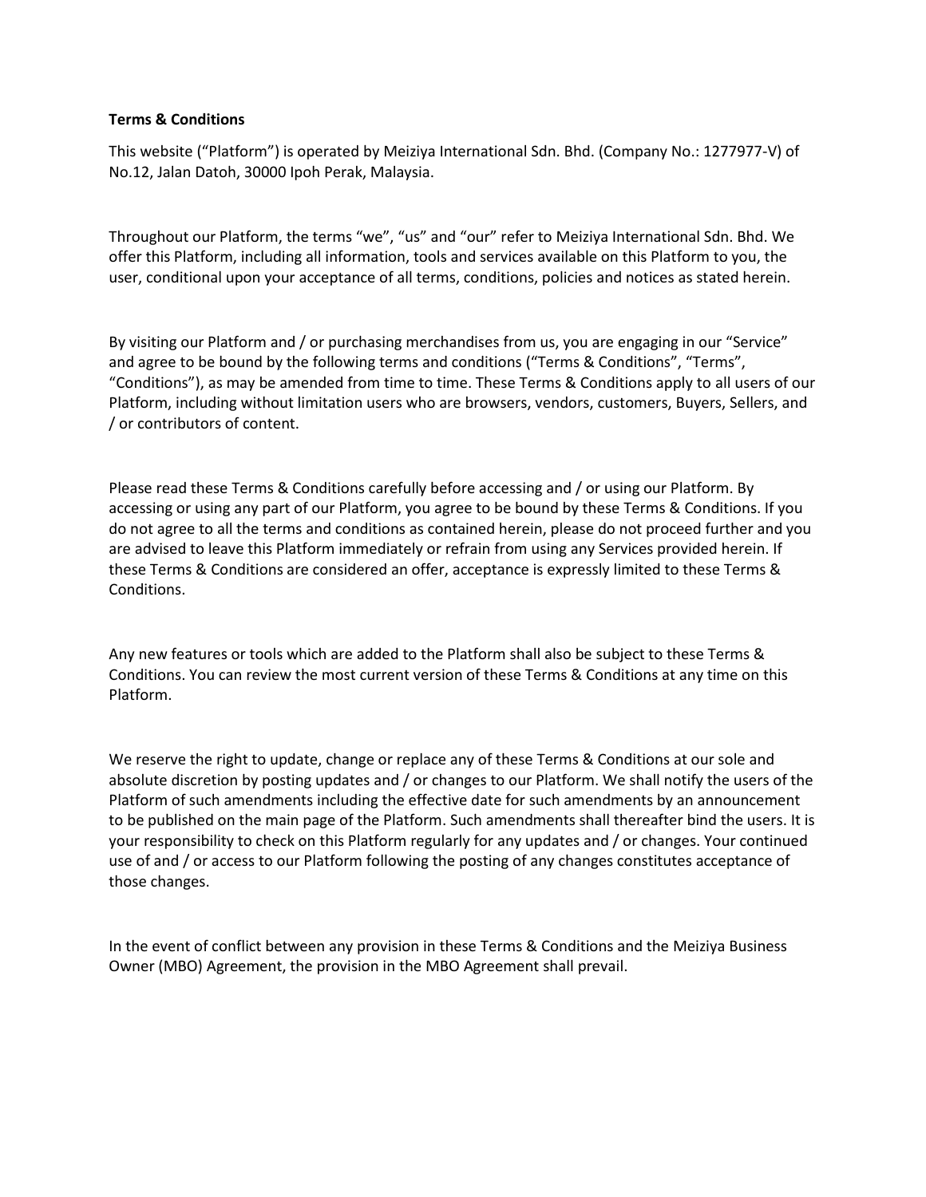**Terms & Conditions**

This website ("Platform") is operated by Meiziya International Sdn. Bhd. (Company No.: 1277977-V) of No.12, Jalan Datoh, 30000 Ipoh Perak, Malaysia.

Throughout our Platform, the terms "we", "us" and "our" refer to Meiziya International Sdn. Bhd. We offer this Platform, including all information, tools and services available on this Platform to you, the user, conditional upon your acceptance of all terms, conditions, policies and notices as stated herein.

By visiting our Platform and / or purchasing merchandises from us, you are engaging in our "Service" and agree to be bound by the following terms and conditions ("Terms & Conditions", "Terms", "Conditions"), as may be amended from time to time. These Terms & Conditions apply to all users of our Platform, including without limitation users who are browsers, vendors, customers, Buyers, Sellers, and / or contributors of content.

Please read these Terms & Conditions carefully before accessing and / or using our Platform. By accessing or using any part of our Platform, you agree to be bound by these Terms & Conditions. If you do not agree to all the terms and conditions as contained herein, please do not proceed further and you are advised to leave this Platform immediately or refrain from using any Services provided herein. If these Terms & Conditions are considered an offer, acceptance is expressly limited to these Terms & Conditions.

Any new features or tools which are added to the Platform shall also be subject to these Terms & Conditions. You can review the most current version of these Terms & Conditions at any time on this Platform.

We reserve the right to update, change or replace any of these Terms & Conditions at our sole and absolute discretion by posting updates and / or changes to our Platform. We shall notify the users of the Platform of such amendments including the effective date for such amendments by an announcement to be published on the main page of the Platform. Such amendments shall thereafter bind the users. It is your responsibility to check on this Platform regularly for any updates and / or changes. Your continued use of and / or access to our Platform following the posting of any changes constitutes acceptance of those changes.

In the event of conflict between any provision in these Terms & Conditions and the Meiziya Business Owner (MBO) Agreement, the provision in the MBO Agreement shall prevail.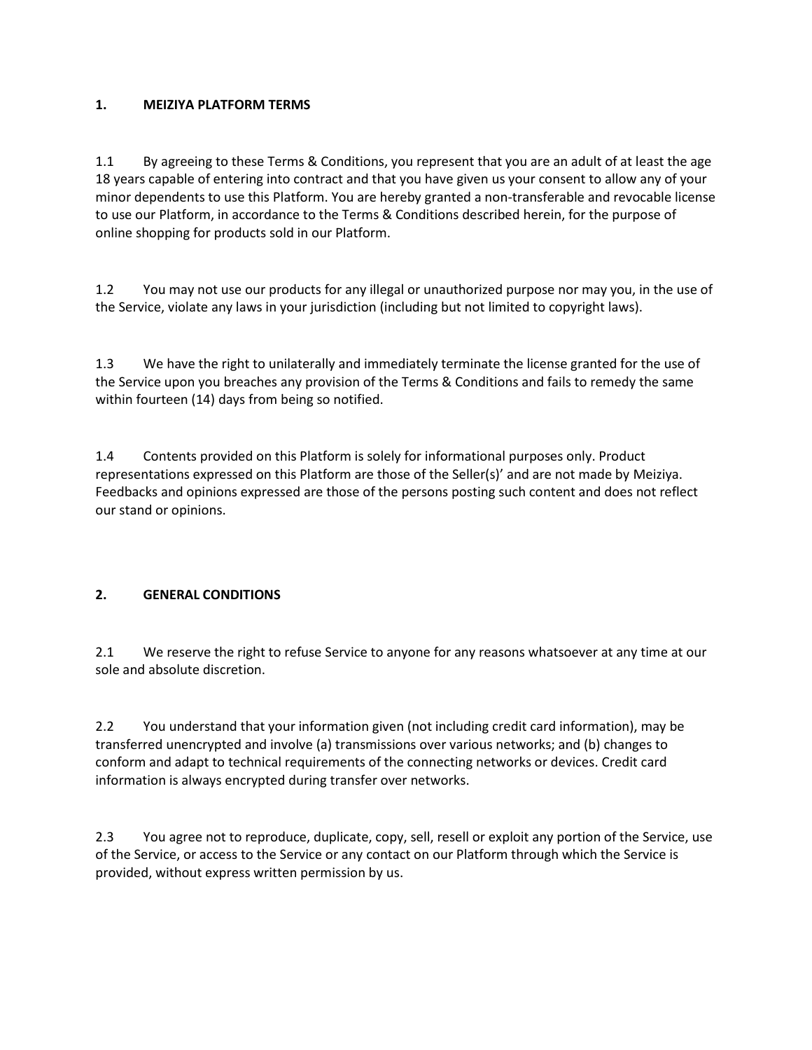## 1. MEIZIYA PLATFORM TERMS

1.1 By agreeing to these Terms & Conditions, you represent that you are an adult of at least the age 18 years capable of entering into contract and that you have given us your consent to allow any of your minor dependents to use this Platform. You are hereby granted a non-transferable and revocable license to use our Platform, in accordance to the Terms & Conditions described herein, for the purpose of online shopping for products sold in our Platform.

1.2 You may not use our products for any illegal or unauthorized purpose nor may you, in the use of the Service, violate any laws in your jurisdiction (including but not limited to copyright laws).

1.3 We have the right to unilaterally and immediately terminate the license granted for the use of the Service upon you breaches any provision of the Terms & Conditions and fails to remedy the same within fourteen (14) days from being so notified.

1.4 Contents provided on this Platform is solely for informational purposes only. Product representations expressed on this Platform are those of the Seller(s)' and are not made by Meiziya. Feedbacks and opinions expressed are those of the persons posting such content and does not reflect our stand or opinions.

## 2. GENERAL CONDITIONS

2.1 We reserve the right to refuse Service to anyone for any reasons whatsoever at any time at our sole and absolute discretion.

2.2 You understand that your information given (not including credit card information), may be transferred unencrypted and involve (a) transmissions over various networks; and (b) changes to conform and adapt to technical requirements of the connecting networks or devices. Credit card information is always encrypted during transfer over networks.

2.3 You agree not to reproduce, duplicate, copy, sell, resell or exploit any portion of the Service, use of the Service, or access to the Service or any contact on our Platform through which the Service is provided, without express written permission by us.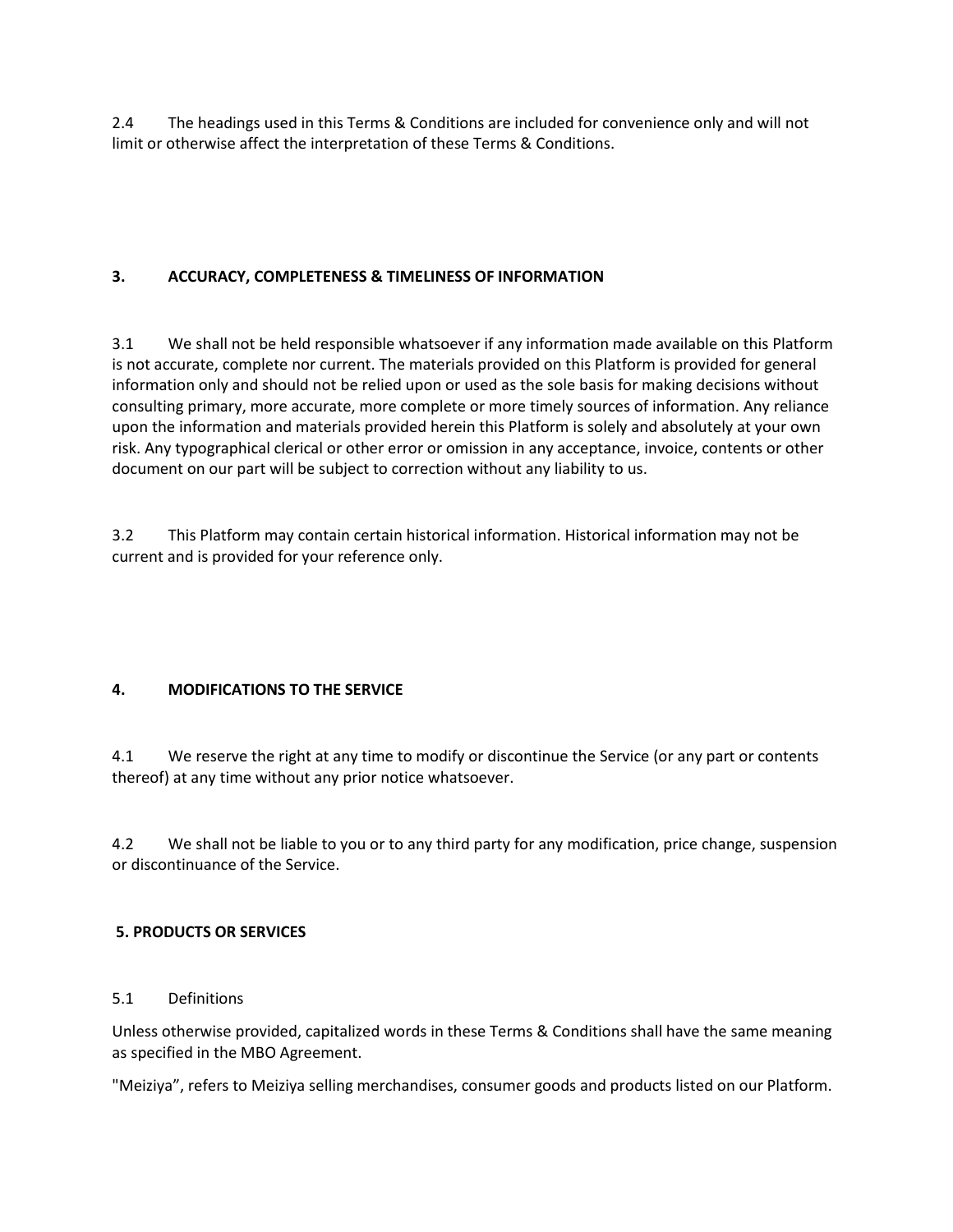2.4 The headings used in this Terms & Conditions are included for convenience only and will not limit or otherwise affect the interpretation of these Terms & Conditions.

## 3. ACCURACY, COMPLETENESS & TIMELINESS OF INFORMATION

3.1 We shall not be held responsible whatsoever if any information made available on this Platform is not accurate, complete nor current. The materials provided on this Platform is provided for general information only and should not be relied upon or used as the sole basis for making decisions without consulting primary, more accurate, more complete or more timely sources of information. Any reliance upon the information and materials provided herein this Platform is solely and absolutely at your own risk. Any typographical clerical or other error or omission in any acceptance, invoice, contents or other document on our part will be subject to correction without any liability to us.

3.2 This Platform may contain certain historical information. Historical information may not be current and is provided for your reference only.

## 4. MODIFICATIONS TO THE SERVICE

4.1 We reserve the right at any time to modify or discontinue the Service (or any part or contents thereof) at any time without any prior notice whatsoever.

4.2 We shall not be liable to you or to any third party for any modification, price change, suspension or discontinuance of the Service.

## 5. PRODUCTS OR SERVICES

5.1 Definitions

Unless otherwise provided, capitalized words in these Terms & Conditions shall have the same meaning as specified in the MBO Agreement.

"Meiziya", refers to Meiziya selling merchandises, consumer goods and products listed on our Platform.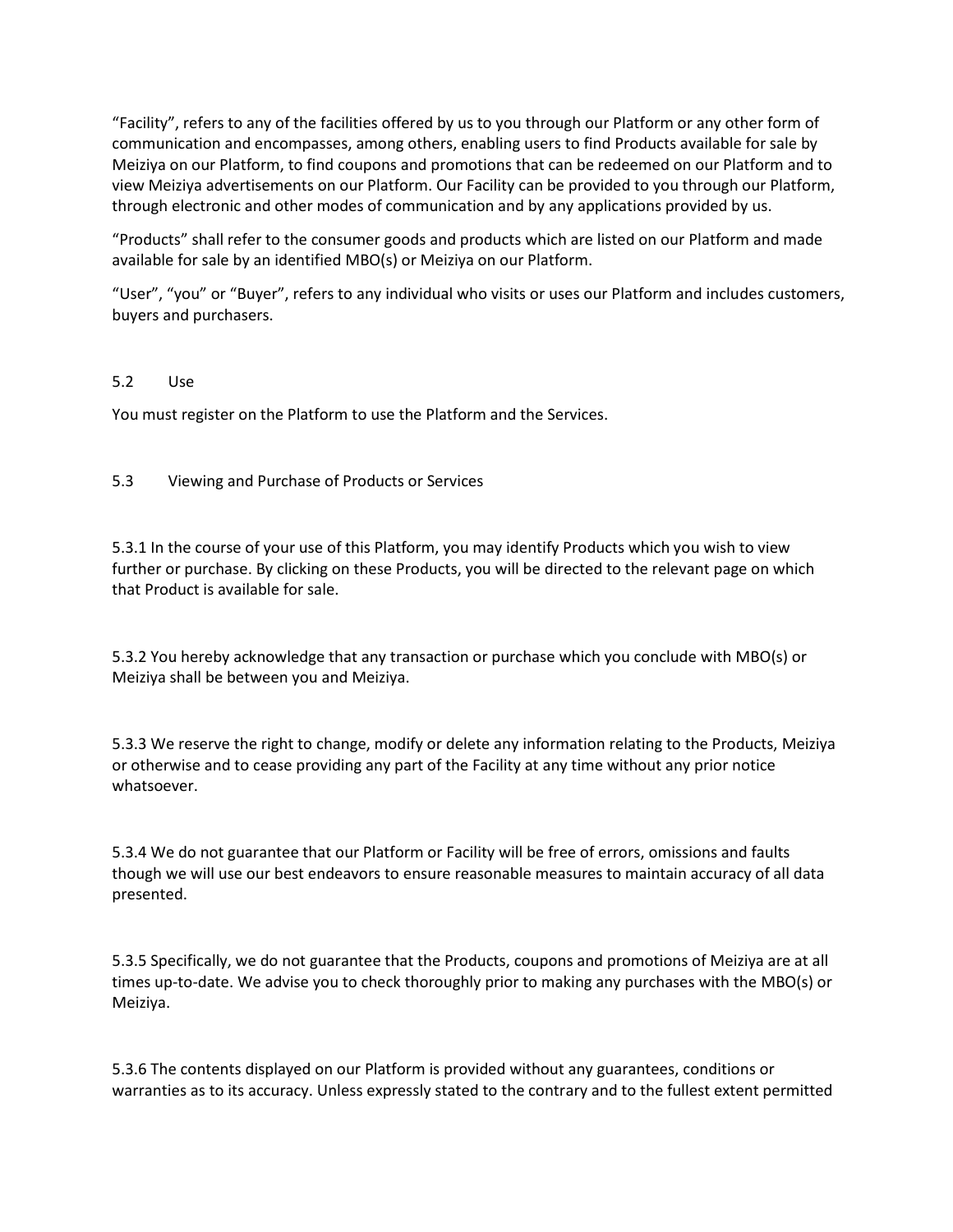"Facility", refers to any of the facilities offered by us to you through our Platform or any other form of communication and encompasses, among others, enabling users to find Products available for sale by Meiziya on our Platform, to find coupons and promotions that can be redeemed on our Platform and to view Meiziya advertisements on our Platform. Our Facility can be provided to you through our Platform, through electronic and other modes of communication and by any applications provided by us.

"Products" shall refer to the consumer goods and products which are listed on our Platform and made available for sale by an identified MBO(s) or Meiziya on our Platform.

"User", "you" or "Buyer", refers to any individual who visits or uses our Platform and includes customers, buyers and purchasers.

### 5.2 Use

You must register on the Platform to use the Platform and the Services.

### 5.3 Viewing and Purchase of Products or Services

5.3.1 In the course of your use of this Platform, you may identify Products which you wish to view further or purchase. By clicking on these Products, you will be directed to the relevant page on which that Product is available for sale.

5.3.2 You hereby acknowledge that any transaction or purchase which you conclude with MBO(s) or Meiziya shall be between you and Meiziya.

5.3.3 We reserve the right to change, modify or delete any information relating to the Products, Meiziya or otherwise and to cease providing any part of the Facility at any time without any prior notice whatsoever.

5.3.4 We do not guarantee that our Platform or Facility will be free of errors, omissions and faults though we will use our best endeavors to ensure reasonable measures to maintain accuracy of all data presented.

5.3.5 Specifically, we do not guarantee that the Products, coupons and promotions of Meiziya are at all times up-to-date. We advise you to check thoroughly prior to making any purchases with the MBO(s) or Meiziya.

5.3.6 The contents displayed on our Platform is provided without any guarantees, conditions or warranties as to its accuracy. Unless expressly stated to the contrary and to the fullest extent permitted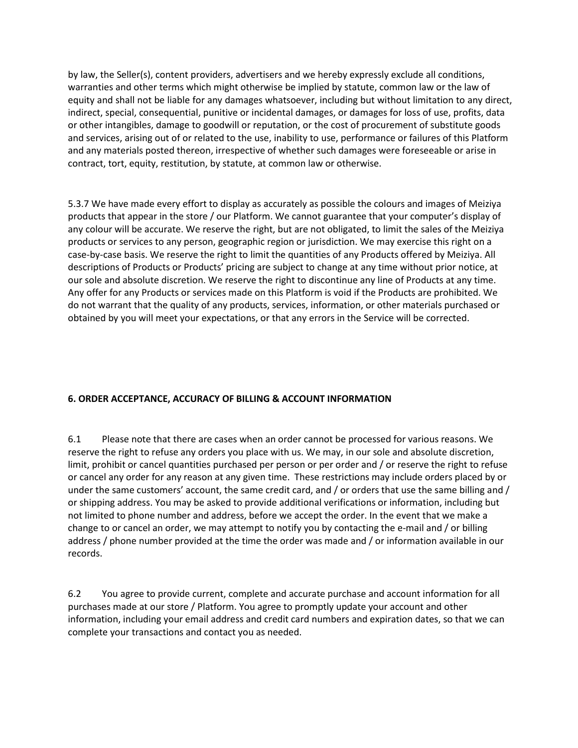by law, the Seller(s), content providers, advertisers and we hereby expressly exclude all conditions, warranties and other terms which might otherwise be implied by statute, common law or the law of equity and shall not be liable for any damages whatsoever, including but without limitation to any direct, indirect, special, consequential, punitive or incidental damages, or damages for loss of use, profits, data or other intangibles, damage to goodwill or reputation, or the cost of procurement of substitute goods and services, arising out of or related to the use, inability to use, performance or failures of this Platform and any materials posted thereon, irrespective of whether such damages were foreseeable or arise in contract, tort, equity, restitution, by statute, at common law or otherwise.

5.3.7 We have made every effort to display as accurately as possible the colours and images of Meiziya products that appear in the store / our Platform. We cannot guarantee that your computer's display of any colour will be accurate. We reserve the right, but are not obligated, to limit the sales of the Meiziya products or services to any person, geographic region or jurisdiction. We may exercise this right on a case-by-case basis. We reserve the right to limit the quantities of any Products offered by Meiziya. All descriptions of Products or Products' pricing are subject to change at any time without prior notice, at our sole and absolute discretion. We reserve the right to discontinue any line of Products at any time. Any offer for any Products or services made on this Platform is void if the Products are prohibited. We do not warrant that the quality of any products, services, information, or other materials purchased or obtained by you will meet your expectations, or that any errors in the Service will be corrected.

**6. ORDER ACCEPTANCE, ACCURACY OF BILLING & ACCOUNT INFORMATION**

6.1 Please note that there are cases when an order cannot be processed for various reasons. We reserve the right to refuse any orders you place with us. We may, in our sole and absolute discretion, limit, prohibit or cancel quantities purchased per person or per order and / or reserve the right to refuse or cancel any order for any reason at any given time. These restrictions may include orders placed by or under the same customers' account, the same credit card, and / or orders that use the same billing and / or shipping address. You may be asked to provide additional verifications or information, including but not limited to phone number and address, before we accept the order. In the event that we make a change to or cancel an order, we may attempt to notify you by contacting the e-mail and / or billing address / phone number provided at the time the order was made and / or information available in our records.

6.2 You agree to provide current, complete and accurate purchase and account information for all purchases made at our store / Platform. You agree to promptly update your account and other information, including your email address and credit card numbers and expiration dates, so that we can complete your transactions and contact you as needed.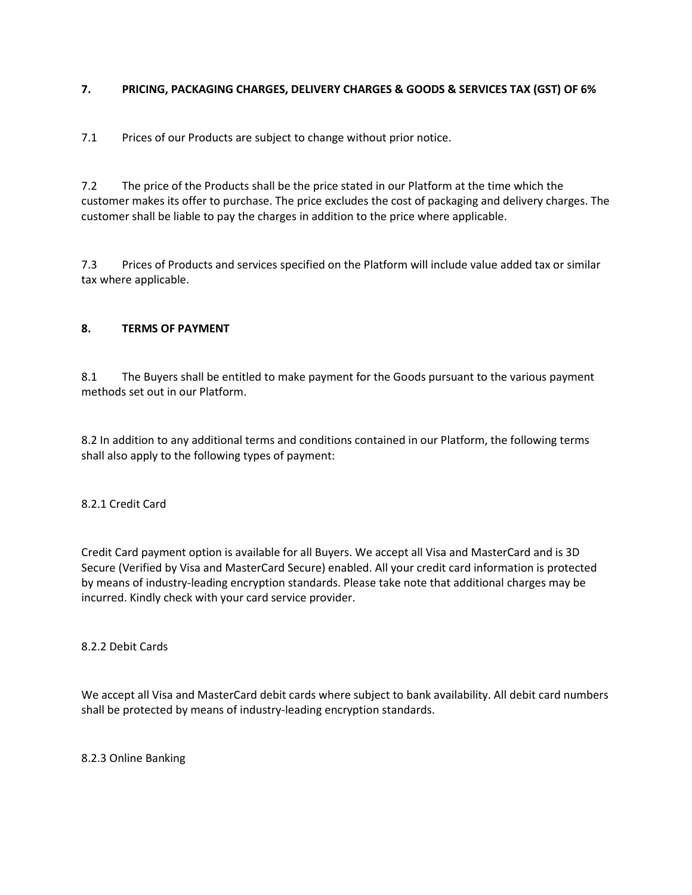## 7. PRICING, PACKAGING CHARGES, DELIVERY CHARGES & GOODS & SERVICES TAX (GST) OF 6%

7.1 Prices of our Products are subject to change without prior notice.

7.2 The price of the Products shall be the price stated in our Platform at the time which the customer makes its offer to purchase. The price excludes the cost of packaging and delivery charges. The customer shall be liable to pay the charges in addition to the price where applicable.

7.3 Prices of Products and services specified on the Platform will include value added tax or similar tax where applicable.

## 8. TERMS OF PAYMENT

8.1 The Buyers shall be entitled to make payment for the Goods pursuant to the various payment methods set out in our Platform.

8.2 In addition to any additional terms and conditions contained in our Platform, the following terms shall also apply to the following types of payment:

8.2.1 Credit Card

Credit Card payment option is available for all Buyers. We accept all Visa and MasterCard and is 3D Secure (Verified by Visa and MasterCard Secure) enabled. All your credit card information is protected by means of industry-leading encryption standards. Please take note that additional charges may be incurred. Kindly check with your card service provider.

8.2.2 Debit Cards

We accept all Visa and MasterCard debit cards where subject to bank availability. All debit card numbers shall be protected by means of industry-leading encryption standards.

8.2.3 Online Banking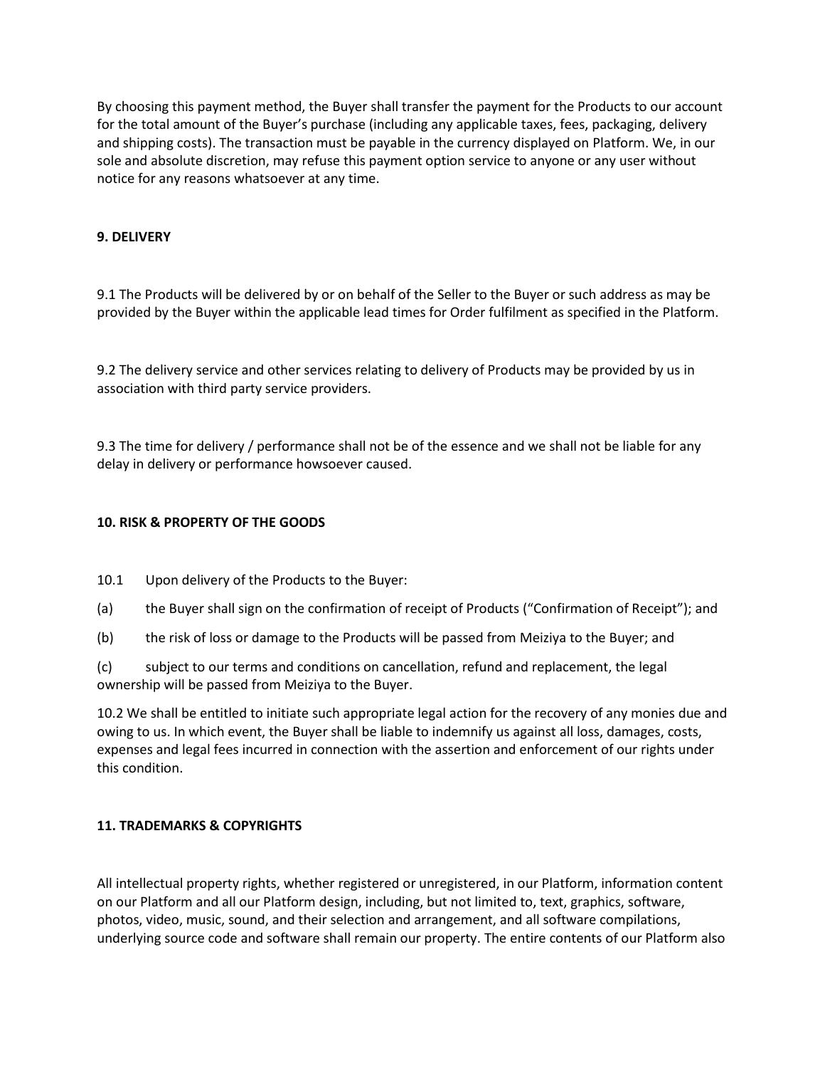By choosing this payment method, the Buyer shall transfer the payment for the Products to our account for the total amount of the Buyer's purchase (including any applicable taxes, fees, packaging, delivery and shipping costs). The transaction must be payable in the currency displayed on Platform. We, in our sole and absolute discretion, may refuse this payment option service to anyone or any user without notice for any reasons whatsoever at any time.

**9. DELIVERY**

9.1 The Products will be delivered by or on behalf of the Seller to the Buyer or such address as may be provided by the Buyer within the applicable lead times for Order fulfilment as specified in the Platform.

9.2 The delivery service and other services relating to delivery of Products may be provided by us in association with third party service providers.

9.3 The time for delivery / performance shall not be of the essence and we shall not be liable for any delay in delivery or performance howsoever caused.

**10. RISK & PROPERTY OF THE GOODS**

10.1 Upon delivery of the Products to the Buyer:

(a) the Buyer shall sign on the confirmation of receipt of Products ("Confirmation of Receipt"); and

(b) the risk of loss or damage to the Products will be passed from Meiziya to the Buyer; and

(c) subject to our terms and conditions on cancellation, refund and replacement, the legal ownership will be passed from Meiziya to the Buyer.

10.2 We shall be entitled to initiate such appropriate legal action for the recovery of any monies due and owing to us. In which event, the Buyer shall be liable to indemnify us against all loss, damages, costs, expenses and legal fees incurred in connection with the assertion and enforcement of our rights under this condition.

**11. TRADEMARKS & COPYRIGHTS**

All intellectual property rights, whether registered or unregistered, in our Platform, information content on our Platform and all our Platform design, including, but not limited to, text, graphics, software, photos, video, music, sound, and their selection and arrangement, and all software compilations, underlying source code and software shall remain our property. The entire contents of our Platform also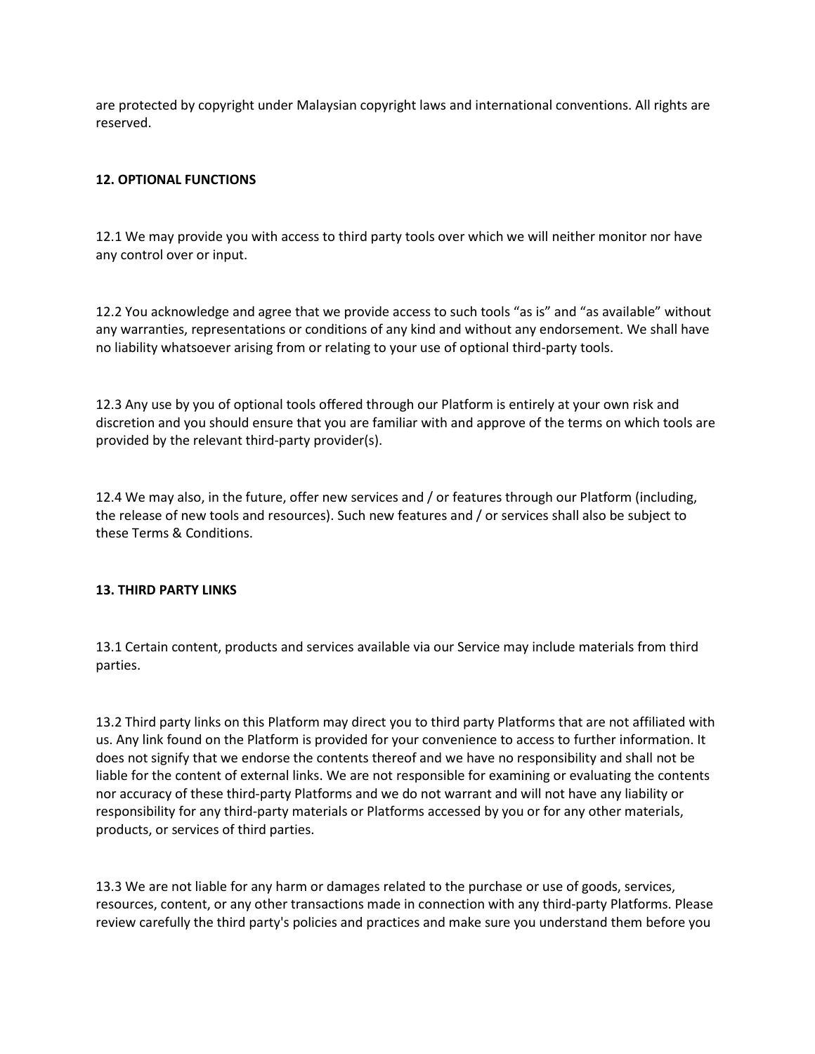are protected by copyright under Malaysian copyright laws and international conventions. All rights are reserved.

**12. OPTIONAL FUNCTIONS**

12.1 We may provide you with access to third party tools over which we will neither monitor nor have any control over or input.

12.2 You acknowledge and agree that we provide access to such tools "as is" and "as available" without any warranties, representations or conditions of any kind and without any endorsement. We shall have no liability whatsoever arising from or relating to your use of optional third-party tools.

12.3 Any use by you of optional tools offered through our Platform is entirely at your own risk and discretion and you should ensure that you are familiar with and approve of the terms on which tools are provided by the relevant third-party provider(s).

12.4 We may also, in the future, offer new services and / or features through our Platform (including, the release of new tools and resources). Such new features and / or services shall also be subject to these Terms & Conditions.

**13. THIRD PARTY LINKS**

13.1 Certain content, products and services available via our Service may include materials from third parties.

13.2 Third party links on this Platform may direct you to third party Platforms that are not affiliated with us. Any link found on the Platform is provided for your convenience to access to further information. It does not signify that we endorse the contents thereof and we have no responsibility and shall not be liable for the content of external links. We are not responsible for examining or evaluating the contents nor accuracy of these third-party Platforms and we do not warrant and will not have any liability or responsibility for any third-party materials or Platforms accessed by you or for any other materials, products, or services of third parties.

13.3 We are not liable for any harm or damages related to the purchase or use of goods, services, resources, content, or any other transactions made in connection with any third-party Platforms. Please review carefully the third party's policies and practices and make sure you understand them before you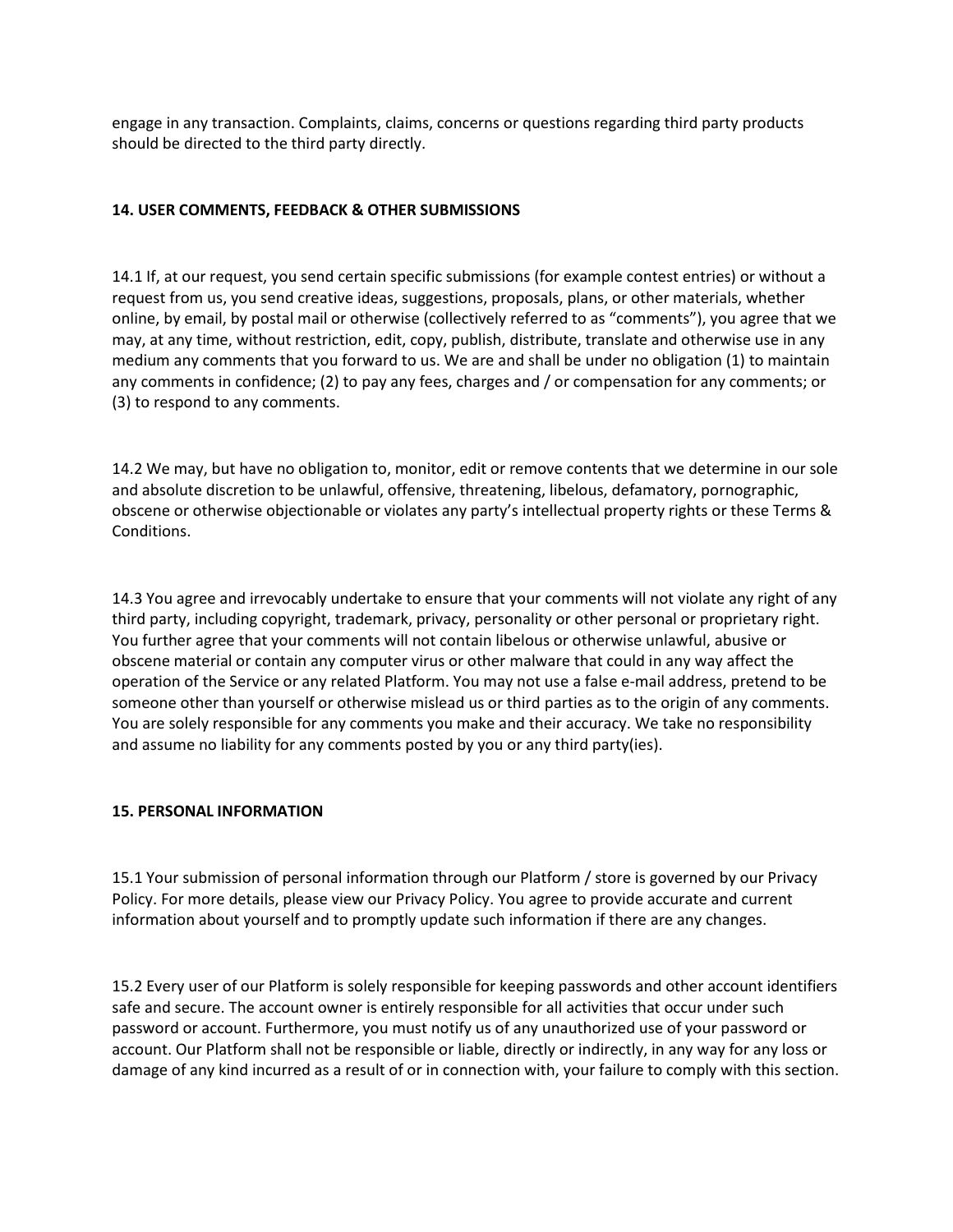engage in any transaction. Complaints, claims, concerns or questions regarding third party products should be directed to the third party directly.

**14. USER COMMENTS, FEEDBACK & OTHER SUBMISSIONS**

14.1 If, at our request, you send certain specific submissions (for example contest entries) or without a request from us, you send creative ideas, suggestions, proposals, plans, or other materials, whether online, by email, by postal mail or otherwise (collectively referred to as "comments"), you agree that we may, at any time, without restriction, edit, copy, publish, distribute, translate and otherwise use in any medium any comments that you forward to us. We are and shall be under no obligation (1) to maintain any comments in confidence; (2) to pay any fees, charges and / or compensation for any comments; or (3) to respond to any comments.

14.2 We may, but have no obligation to, monitor, edit or remove contents that we determine in our sole and absolute discretion to be unlawful, offensive, threatening, libelous, defamatory, pornographic, obscene or otherwise objectionable or violates any party's intellectual property rights or these Terms & Conditions.

14.3 You agree and irrevocably undertake to ensure that your comments will not violate any right of any third party, including copyright, trademark, privacy, personality or other personal or proprietary right. You further agree that your comments will not contain libelous or otherwise unlawful, abusive or obscene material or contain any computer virus or other malware that could in any way affect the operation of the Service or any related Platform. You may not use a false e-mail address, pretend to be someone other than yourself or otherwise mislead us or third parties as to the origin of any comments. You are solely responsible for any comments you make and their accuracy. We take no responsibility and assume no liability for any comments posted by you or any third party(ies).

**15. PERSONAL INFORMATION**

15.1 Your submission of personal information through our Platform / store is governed by our Privacy Policy. For more details, please view our Privacy Policy. You agree to provide accurate and current information about yourself and to promptly update such information if there are any changes.

15.2 Every user of our Platform is solely responsible for keeping passwords and other account identifiers safe and secure. The account owner is entirely responsible for all activities that occur under such password or account. Furthermore, you must notify us of any unauthorized use of your password or account. Our Platform shall not be responsible or liable, directly or indirectly, in any way for any loss or damage of any kind incurred as a result of or in connection with, your failure to comply with this section.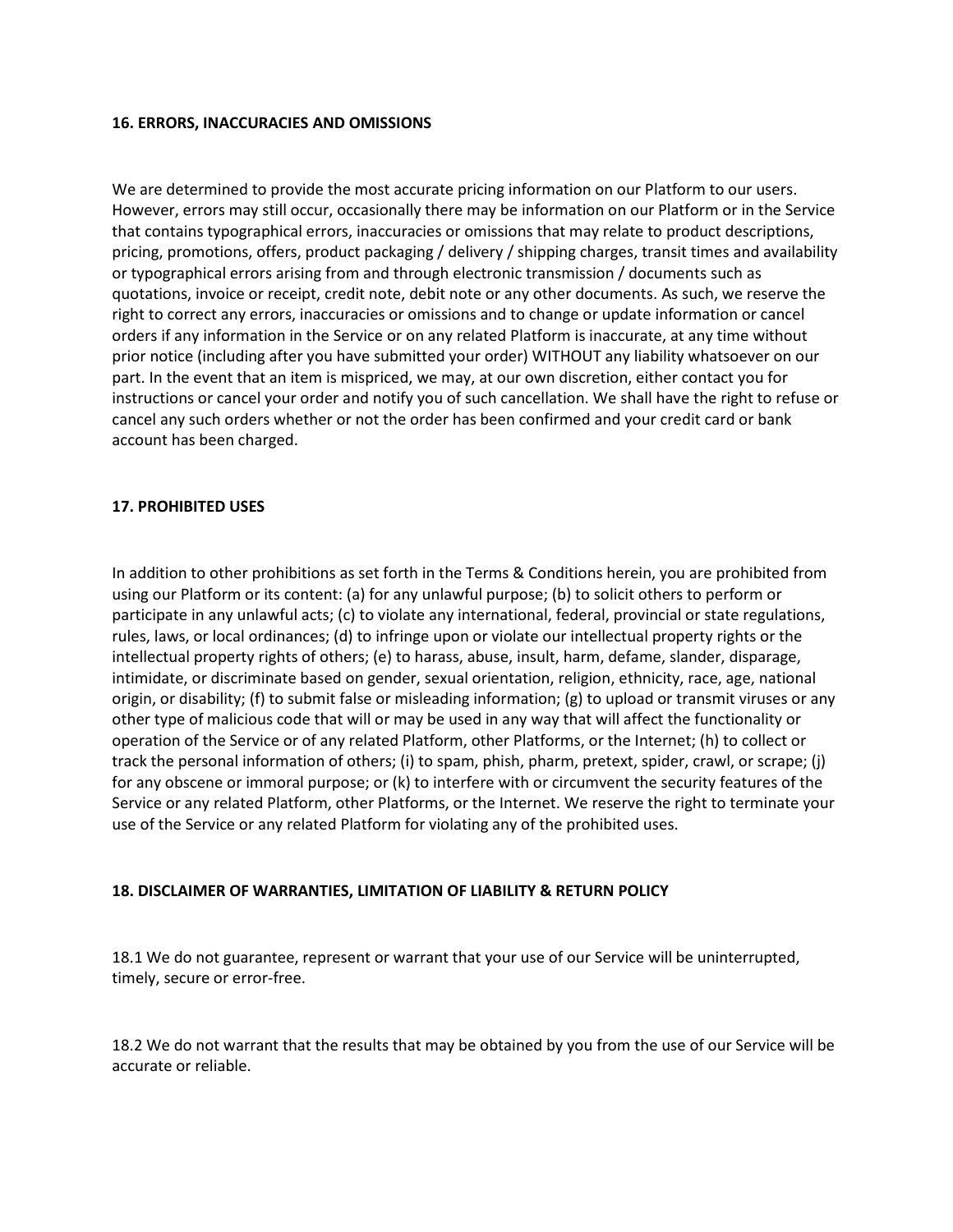**16. ERRORS, INACCURACIES AND OMISSIONS**

We are determined to provide the most accurate pricing information on our Platform to our users. However, errors may still occur, occasionally there may be information on our Platform or in the Service that contains typographical errors, inaccuracies or omissions that may relate to product descriptions, pricing, promotions, offers, product packaging / delivery / shipping charges, transit times and availability or typographical errors arising from and through electronic transmission / documents such as quotations, invoice or receipt, credit note, debit note or any other documents. As such, we reserve the right to correct any errors, inaccuracies or omissions and to change or update information or cancel orders if any information in the Service or on any related Platform is inaccurate, at any time without prior notice (including after you have submitted your order) WITHOUT any liability whatsoever on our part. In the event that an item is mispriced, we may, at our own discretion, either contact you for instructions or cancel your order and notify you of such cancellation. We shall have the right to refuse or cancel any such orders whether or not the order has been confirmed and your credit card or bank account has been charged.

**17. PROHIBITED USES**

In addition to other prohibitions as set forth in the Terms & Conditions herein, you are prohibited from using our Platform or its content: (a) for any unlawful purpose; (b) to solicit others to perform or participate in any unlawful acts; (c) to violate any international, federal, provincial or state regulations, rules, laws, or local ordinances; (d) to infringe upon or violate our intellectual property rights or the intellectual property rights of others; (e) to harass, abuse, insult, harm, defame, slander, disparage, intimidate, or discriminate based on gender, sexual orientation, religion, ethnicity, race, age, national origin, or disability; (f) to submit false or misleading information; (g) to upload or transmit viruses or any other type of malicious code that will or may be used in any way that will affect the functionality or operation of the Service or of any related Platform, other Platforms, or the Internet; (h) to collect or track the personal information of others; (i) to spam, phish, pharm, pretext, spider, crawl, or scrape; (j) for any obscene or immoral purpose; or (k) to interfere with or circumvent the security features of the Service or any related Platform, other Platforms, or the Internet. We reserve the right to terminate your use of the Service or any related Platform for violating any of the prohibited uses.

**18. DISCLAIMER OF WARRANTIES, LIMITATION OF LIABILITY & RETURN POLICY**

18.1 We do not guarantee, represent or warrant that your use of our Service will be uninterrupted, timely, secure or error-free.

18.2 We do not warrant that the results that may be obtained by you from the use of our Service will be accurate or reliable.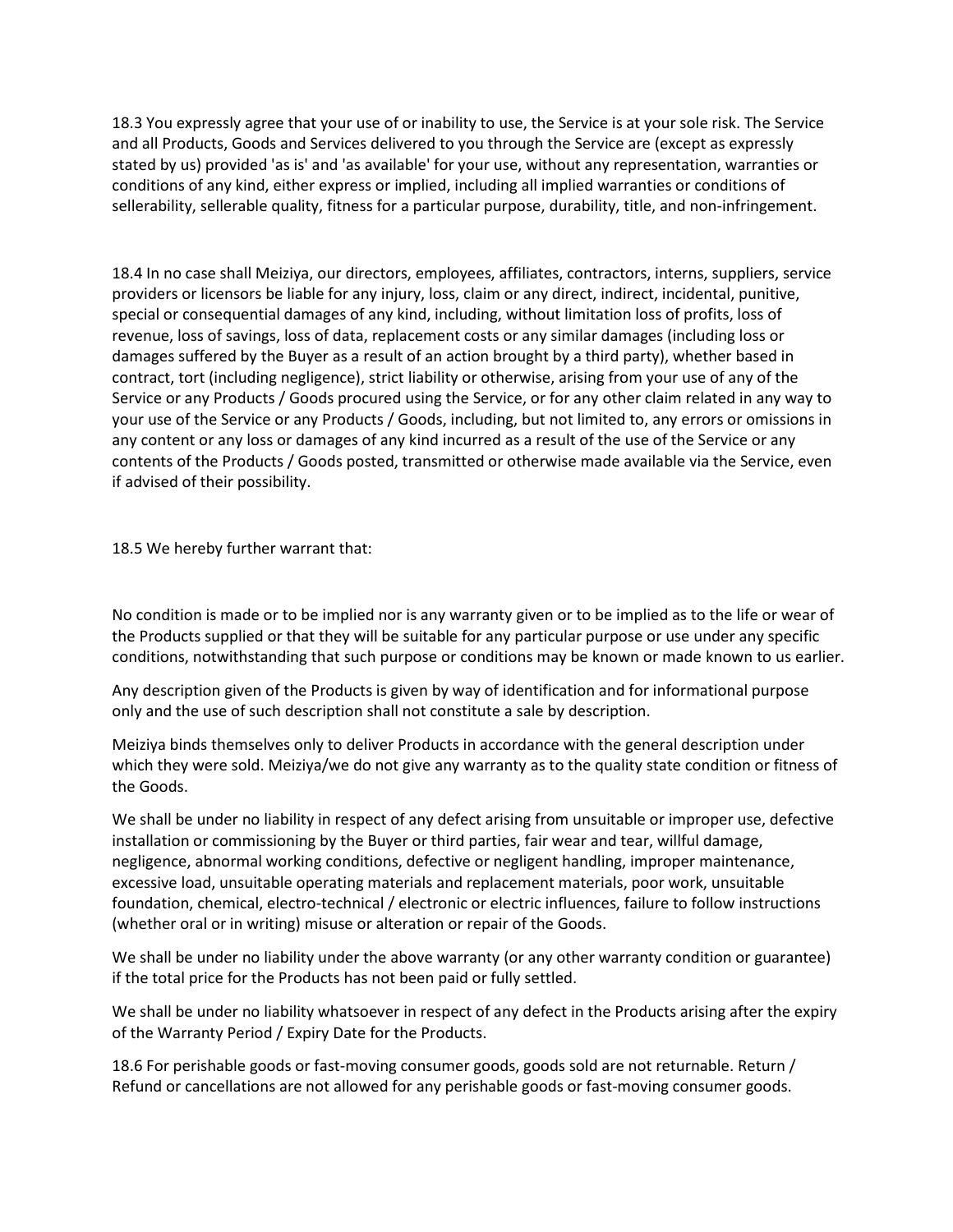18.3 You expressly agree that your use of or inability to use, the Service is at your sole risk. The Service and all Products, Goods and Services delivered to you through the Service are (except as expressly stated by us) provided 'as is' and 'as available' for your use, without any representation, warranties or conditions of any kind, either express or implied, including all implied warranties or conditions of sellerability, sellerable quality, fitness for a particular purpose, durability, title, and non-infringement.

18.4 In no case shall Meiziya, our directors, employees, affiliates, contractors, interns, suppliers, service providers or licensors be liable for any injury, loss, claim or any direct, indirect, incidental, punitive, special or consequential damages of any kind, including, without limitation loss of profits, loss of revenue, loss of savings, loss of data, replacement costs or any similar damages (including loss or damages suffered by the Buyer as a result of an action brought by a third party), whether based in contract, tort (including negligence), strict liability or otherwise, arising from your use of any of the Service or any Products / Goods procured using the Service, or for any other claim related in any way to your use of the Service or any Products / Goods, including, but not limited to, any errors or omissions in any content or any loss or damages of any kind incurred as a result of the use of the Service or any contents of the Products / Goods posted, transmitted or otherwise made available via the Service, even if advised of their possibility.

18.5 We hereby further warrant that:

No condition is made or to be implied nor is any warranty given or to be implied as to the life or wear of the Products supplied or that they will be suitable for any particular purpose or use under any specific conditions, notwithstanding that such purpose or conditions may be known or made known to us earlier.

Any description given of the Products is given by way of identification and for informational purpose only and the use of such description shall not constitute a sale by description.

Meiziya binds themselves only to deliver Products in accordance with the general description under which they were sold. Meiziya/we do not give any warranty as to the quality state condition or fitness of the Goods.

We shall be under no liability in respect of any defect arising from unsuitable or improper use, defective installation or commissioning by the Buyer or third parties, fair wear and tear, willful damage, negligence, abnormal working conditions, defective or negligent handling, improper maintenance, excessive load, unsuitable operating materials and replacement materials, poor work, unsuitable foundation, chemical, electro-technical / electronic or electric influences, failure to follow instructions (whether oral or in writing) misuse or alteration or repair of the Goods.

We shall be under no liability under the above warranty (or any other warranty condition or guarantee) if the total price for the Products has not been paid or fully settled.

We shall be under no liability whatsoever in respect of any defect in the Products arising after the expiry of the Warranty Period / Expiry Date for the Products.

18.6 For perishable goods or fast-moving consumer goods, goods sold are not returnable. Return / Refund or cancellations are not allowed for any perishable goods or fast-moving consumer goods.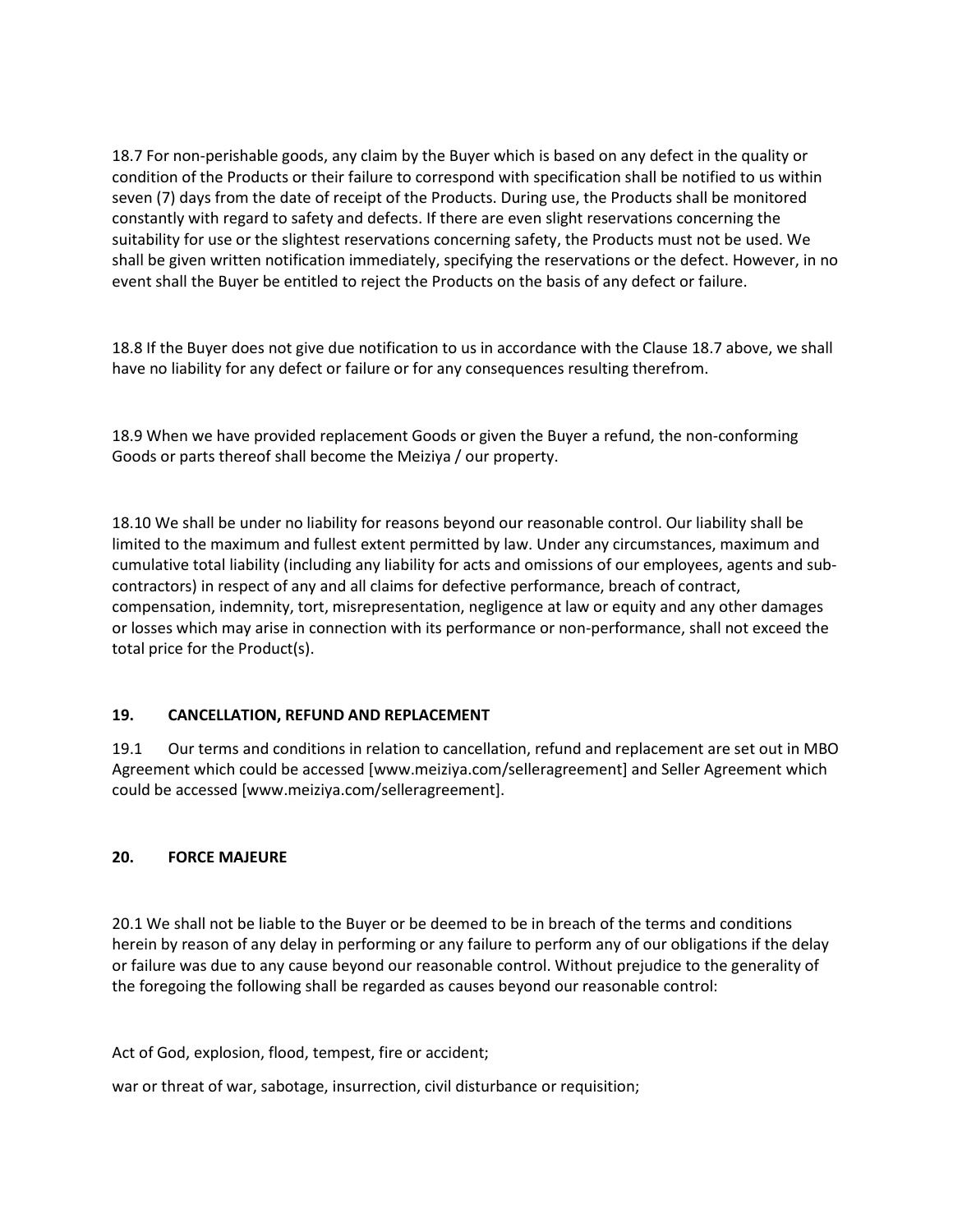18.7 For non-perishable goods, any claim by the Buyer which is based on any defect in the quality or condition of the Products or their failure to correspond with specification shall be notified to us within seven (7) days from the date of receipt of the Products. During use, the Products shall be monitored constantly with regard to safety and defects. If there are even slight reservations concerning the suitability for use or the slightest reservations concerning safety, the Products must not be used. We shall be given written notification immediately, specifying the reservations or the defect. However, in no event shall the Buyer be entitled to reject the Products on the basis of any defect or failure.

18.8 If the Buyer does not give due notification to us in accordance with the Clause 18.7 above, we shall have no liability for any defect or failure or for any consequences resulting therefrom.

18.9 When we have provided replacement Goods or given the Buyer a refund, the non-conforming Goods or parts thereof shall become the Meiziya / our property.

18.10 We shall be under no liability for reasons beyond our reasonable control. Our liability shall be limited to the maximum and fullest extent permitted by law. Under any circumstances, maximum and cumulative total liability (including any liability for acts and omissions of our employees, agents and sub-contractors) in respect of any and all claims for defective performance, breach of contract, compensation, indemnity, tort, misrepresentation, negligence at law or equity and any other damages or losses which may arise in connection with its performance or non-performance, shall not exceed the total price for the Product(s).

## 19. CANCELLATION, REFUND AND REPLACEMENT

19.1 Our terms and conditions in relation to cancellation, refund and replacement are set out in MBO Agreement which could be accessed [www.meiziya.com/selleragreement] and Seller Agreement which could be accessed [www.meiziya.com/selleragreement].

## 20. FORCE MAJEURE

20.1 We shall not be liable to the Buyer or be deemed to be in breach of the terms and conditions herein by reason of any delay in performing or any failure to perform any of our obligations if the delay or failure was due to any cause beyond our reasonable control. Without prejudice to the generality of the foregoing the following shall be regarded as causes beyond our reasonable control:

Act of God, explosion, flood, tempest, fire or accident;

war or threat of war, sabotage, insurrection, civil disturbance or requisition;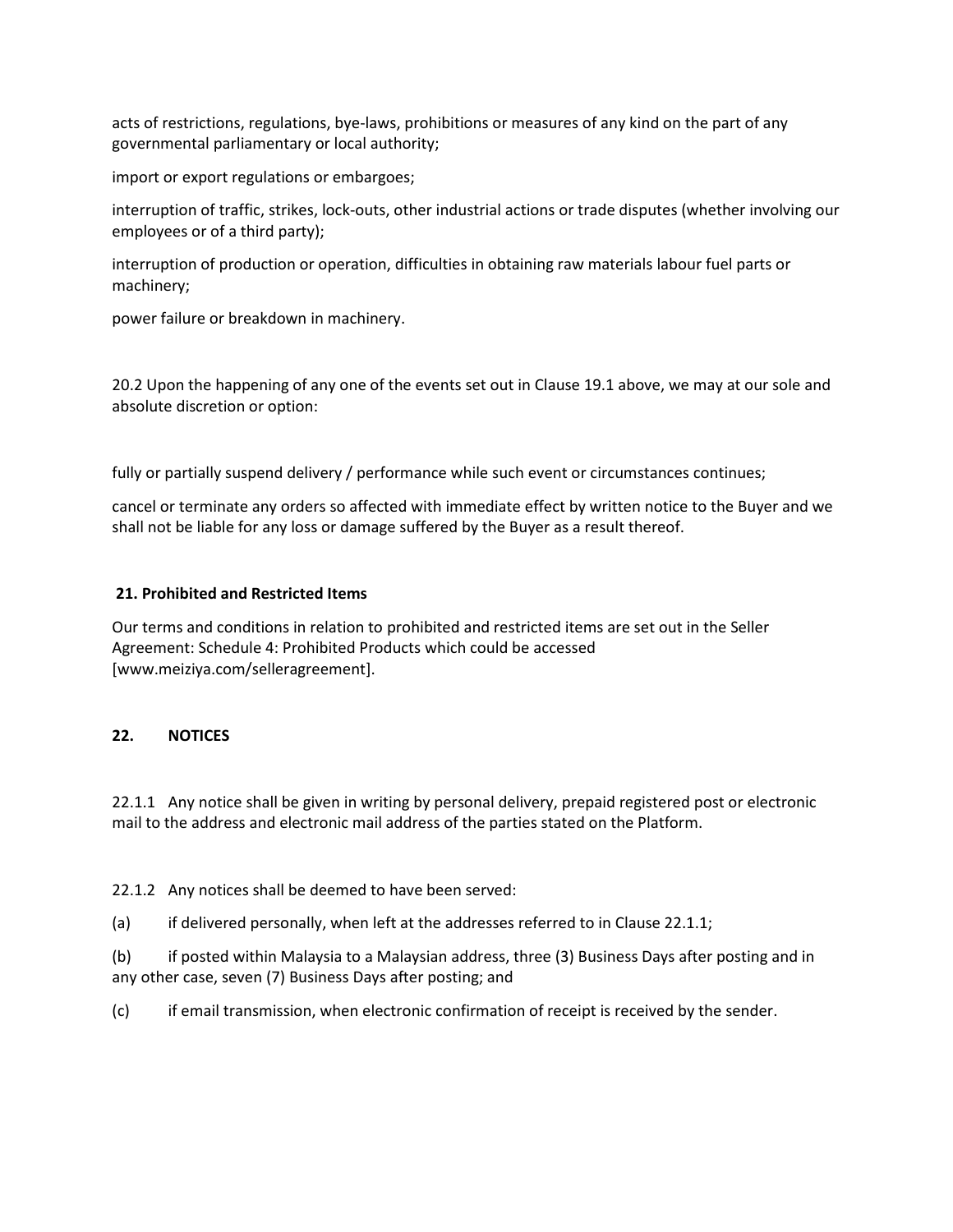acts of restrictions, regulations, bye-laws, prohibitions or measures of any kind on the part of any governmental parliamentary or local authority;

import or export regulations or embargoes;

interruption of traffic, strikes, lock-outs, other industrial actions or trade disputes (whether involving our employees or of a third party);

interruption of production or operation, difficulties in obtaining raw materials labour fuel parts or machinery;

power failure or breakdown in machinery.

20.2 Upon the happening of any one of the events set out in Clause 19.1 above, we may at our sole and absolute discretion or option:

fully or partially suspend delivery / performance while such event or circumstances continues;

cancel or terminate any orders so affected with immediate effect by written notice to the Buyer and we shall not be liable for any loss or damage suffered by the Buyer as a result thereof.

**21. Prohibited and Restricted Items**

Our terms and conditions in relation to prohibited and restricted items are set out in the Seller Agreement: Schedule 4: Prohibited Products which could be accessed [www.meiziya.com/selleragreement].

**22. NOTICES**

22.1.1 Any notice shall be given in writing by personal delivery, prepaid registered post or electronic mail to the address and electronic mail address of the parties stated on the Platform.

22.1.2 Any notices shall be deemed to have been served:

(a) if delivered personally, when left at the addresses referred to in Clause 22.1.1;

(b) if posted within Malaysia to a Malaysian address, three (3) Business Days after posting and in any other case, seven (7) Business Days after posting; and

(c) if email transmission, when electronic confirmation of receipt is received by the sender.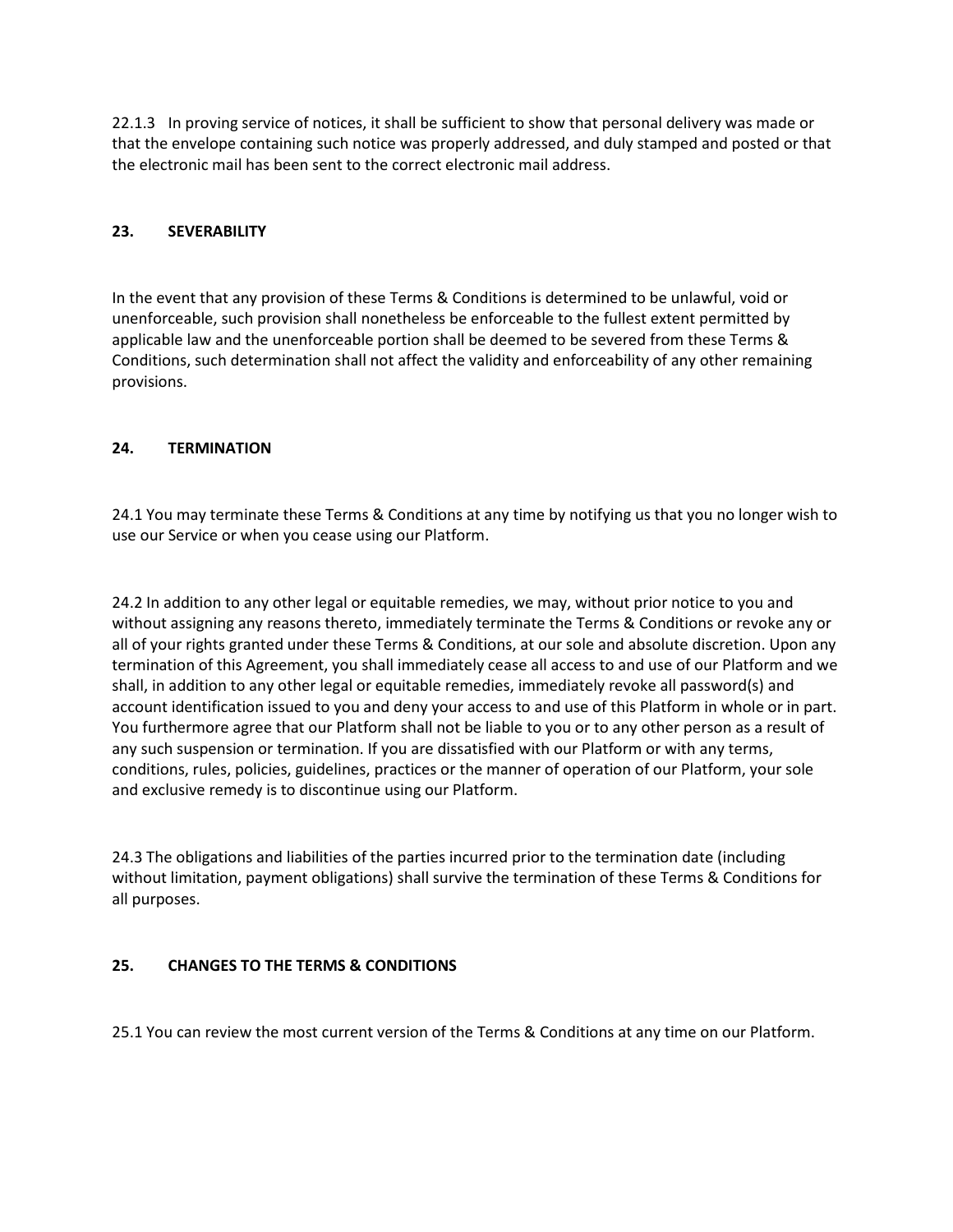22.1.3 In proving service of notices, it shall be sufficient to show that personal delivery was made or that the envelope containing such notice was properly addressed, and duly stamped and posted or that the electronic mail has been sent to the correct electronic mail address.

## 23. SEVERABILITY

In the event that any provision of these Terms & Conditions is determined to be unlawful, void or unenforceable, such provision shall nonetheless be enforceable to the fullest extent permitted by applicable law and the unenforceable portion shall be deemed to be severed from these Terms & Conditions, such determination shall not affect the validity and enforceability of any other remaining provisions.

## 24. TERMINATION

24.1 You may terminate these Terms & Conditions at any time by notifying us that you no longer wish to use our Service or when you cease using our Platform.

24.2 In addition to any other legal or equitable remedies, we may, without prior notice to you and without assigning any reasons thereto, immediately terminate the Terms & Conditions or revoke any or all of your rights granted under these Terms & Conditions, at our sole and absolute discretion. Upon any termination of this Agreement, you shall immediately cease all access to and use of our Platform and we shall, in addition to any other legal or equitable remedies, immediately revoke all password(s) and account identification issued to you and deny your access to and use of this Platform in whole or in part. You furthermore agree that our Platform shall not be liable to you or to any other person as a result of any such suspension or termination. If you are dissatisfied with our Platform or with any terms, conditions, rules, policies, guidelines, practices or the manner of operation of our Platform, your sole and exclusive remedy is to discontinue using our Platform.

24.3 The obligations and liabilities of the parties incurred prior to the termination date (including without limitation, payment obligations) shall survive the termination of these Terms & Conditions for all purposes.

## 25. CHANGES TO THE TERMS & CONDITIONS

25.1 You can review the most current version of the Terms & Conditions at any time on our Platform.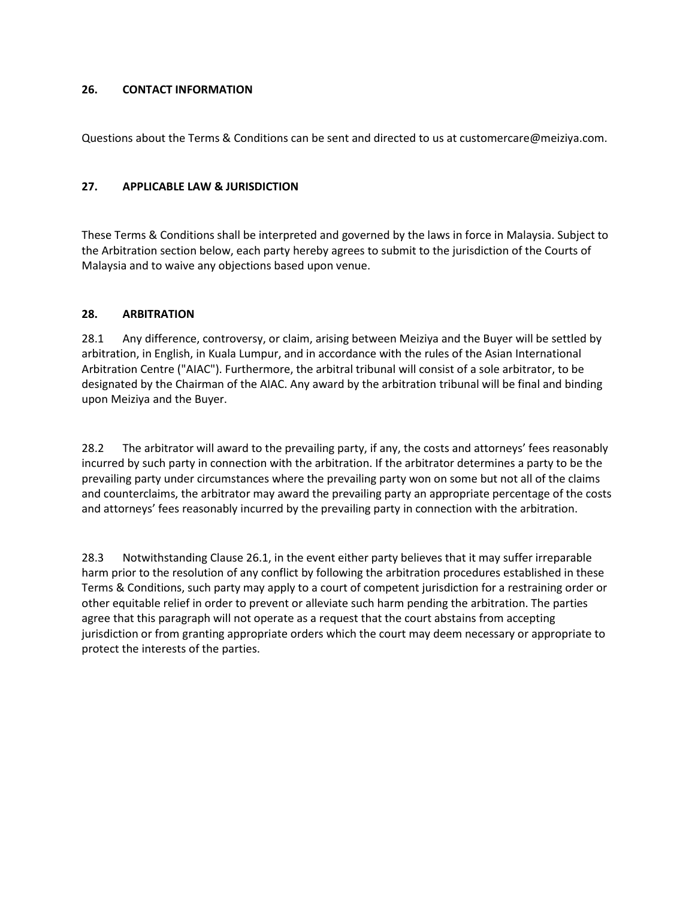## 26. CONTACT INFORMATION

Questions about the Terms & Conditions can be sent and directed to us at customercare@meiziya.com.

## 27. APPLICABLE LAW & JURISDICTION

These Terms & Conditions shall be interpreted and governed by the laws in force in Malaysia. Subject to the Arbitration section below, each party hereby agrees to submit to the jurisdiction of the Courts of Malaysia and to waive any objections based upon venue.

## 28. ARBITRATION

28.1 Any difference, controversy, or claim, arising between Meiziya and the Buyer will be settled by arbitration, in English, in Kuala Lumpur, and in accordance with the rules of the Asian International Arbitration Centre ("AIAC"). Furthermore, the arbitral tribunal will consist of a sole arbitrator, to be designated by the Chairman of the AIAC. Any award by the arbitration tribunal will be final and binding upon Meiziya and the Buyer.

28.2 The arbitrator will award to the prevailing party, if any, the costs and attorneys' fees reasonably incurred by such party in connection with the arbitration. If the arbitrator determines a party to be the prevailing party under circumstances where the prevailing party won on some but not all of the claims and counterclaims, the arbitrator may award the prevailing party an appropriate percentage of the costs and attorneys' fees reasonably incurred by the prevailing party in connection with the arbitration.

28.3 Notwithstanding Clause 26.1, in the event either party believes that it may suffer irreparable harm prior to the resolution of any conflict by following the arbitration procedures established in these Terms & Conditions, such party may apply to a court of competent jurisdiction for a restraining order or other equitable relief in order to prevent or alleviate such harm pending the arbitration. The parties agree that this paragraph will not operate as a request that the court abstains from accepting jurisdiction or from granting appropriate orders which the court may deem necessary or appropriate to protect the interests of the parties.